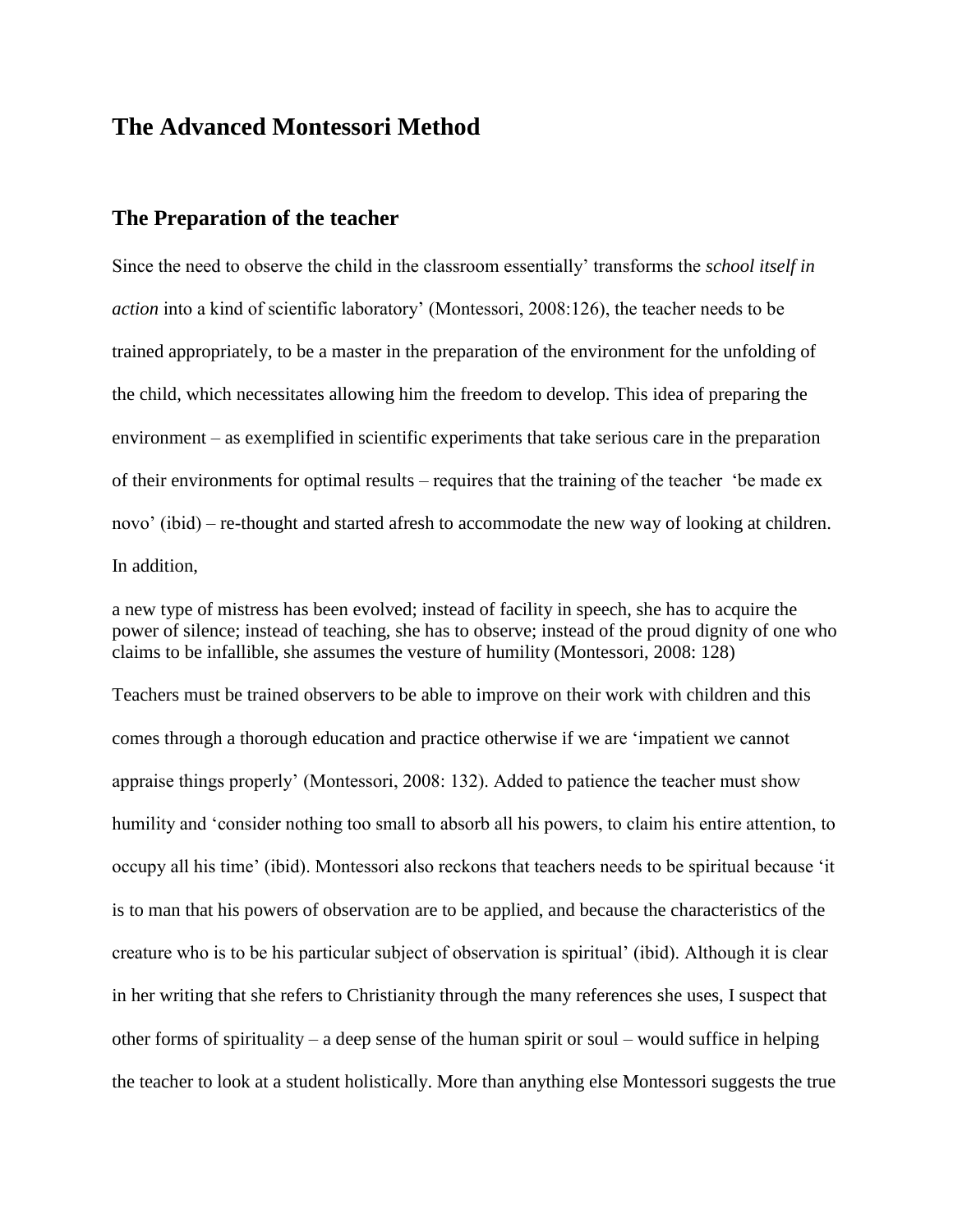# The Advanced Montessori Method

## The Preparation of the teacher

Since the need to observe the child in the classroom essentially' transforms the *school itself in action* into a kind of scientific laboratory' (Montessori, 2008:126), the teacher needs to be trained appropriately, to be a master in the preparation of the environment for the unfolding of the child, which necessitates allowing him the freedom to develop. This idea of preparing the environment – as exemplified in scientific experiments that take serious care in the preparation of their environments for optimal results – requires that the training of the teacher 'be made ex novo' (ibid) – re-thought and started afresh to accommodate the new way of looking at children. In addition,

> a new type of mistress has been evolved; instead of facility in speech, she has to acquire the power of silence; instead of teaching, she has to observe; instead of the proud dignity of one who claims to be infallible, she assumes the vesture of humility (Montessori, 2008: 128)

Teachers must be trained observers to be able to improve on their work with children and this comes through a thorough education and practice otherwise if we are 'impatient we cannot appraise things properly' (Montessori, 2008: 132). Added to patience the teacher must show humility and 'consider nothing too small to absorb all his powers, to claim his entire attention, to occupy all his time' (ibid). Montessori also reckons that teachers needs to be spiritual because 'it is to man that his powers of observation are to be applied, and because the characteristics of the creature who is to be his particular subject of observation is spiritual' (ibid). Although it is clear in her writing that she refers to Christianity through the many references she uses, I suspect that other forms of spirituality – a deep sense of the human spirit or soul – would suffice in helping the teacher to look at a student holistically. More than anything else Montessori suggests the true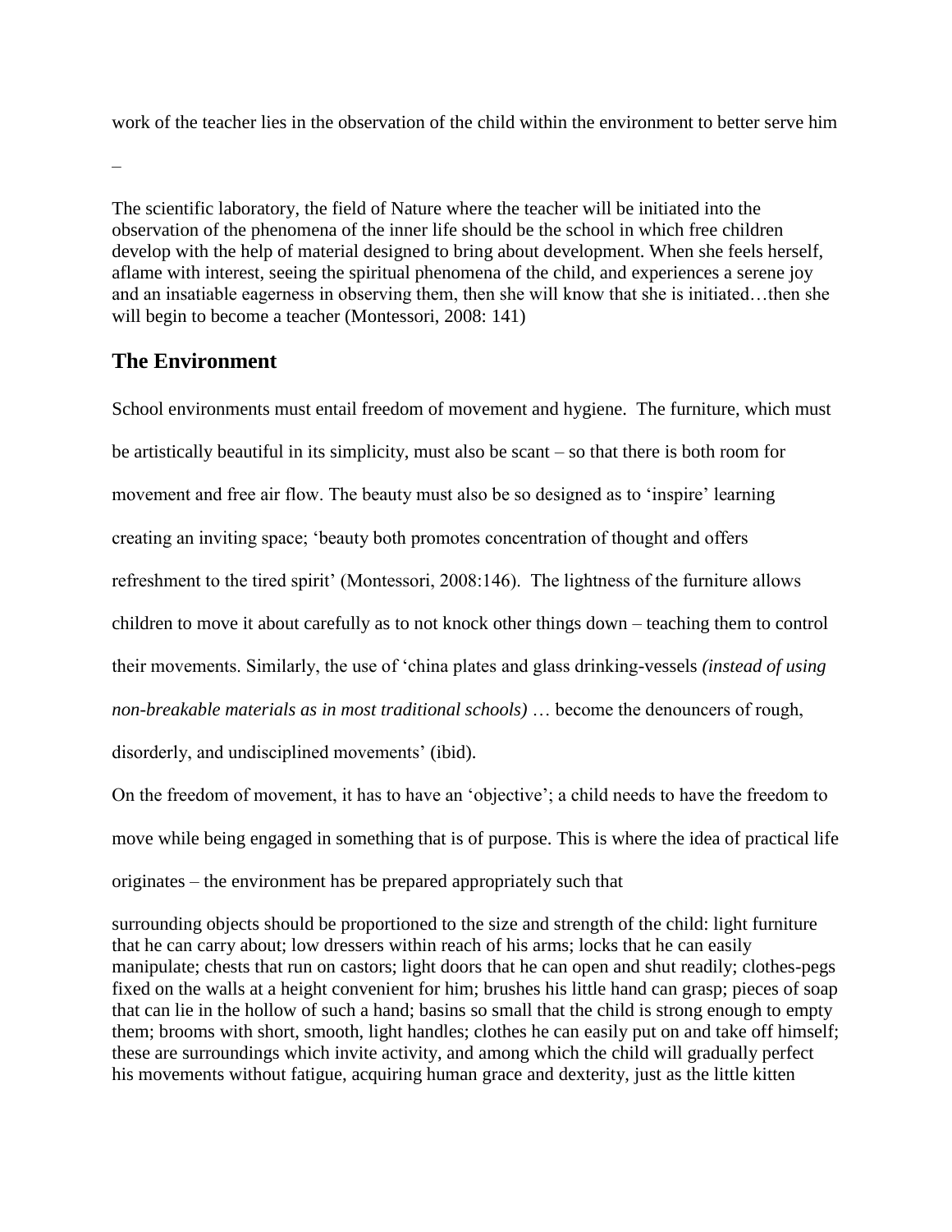work of the teacher lies in the observation of the child within the environment to better serve him –

> The scientific laboratory, the field of Nature where the teacher will be initiated into the observation of the phenomena of the inner life should be the school in which free children develop with the help of material designed to bring about development. When she feels herself, aflame with interest, seeing the spiritual phenomena of the child, and experiences a serene joy and an insatiable eagerness in observing them, then she will know that she is initiated…then she will begin to become a teacher (Montessori, 2008: 141)

## The Environment

School environments must entail freedom of movement and hygiene. The furniture, which must be artistically beautiful in its simplicity, must also be scant – so that there is both room for movement and free air flow. The beauty must also be so designed as to 'inspire' learning creating an inviting space; 'beauty both promotes concentration of thought and offers refreshment to the tired spirit' (Montessori, 2008:146). The lightness of the furniture allows children to move it about carefully as to not knock other things down – teaching them to control their movements. Similarly, the use of 'china plates and glass drinking-vessels *(instead of using non-breakable materials as in most traditional schools)* … become the denouncers of rough, disorderly, and undisciplined movements' (ibid).

On the freedom of movement, it has to have an 'objective'; a child needs to have the freedom to move while being engaged in something that is of purpose. This is where the idea of practical life originates – the environment has be prepared appropriately such that

> surrounding objects should be proportioned to the size and strength of the child: light furniture that he can carry about; low dressers within reach of his arms; locks that he can easily manipulate; chests that run on castors; light doors that he can open and shut readily; clothes-pegs fixed on the walls at a height convenient for him; brushes his little hand can grasp; pieces of soap that can lie in the hollow of such a hand; basins so small that the child is strong enough to empty them; brooms with short, smooth, light handles; clothes he can easily put on and take off himself; these are surroundings which invite activity, and among which the child will gradually perfect his movements without fatigue, acquiring human grace and dexterity, just as the little kitten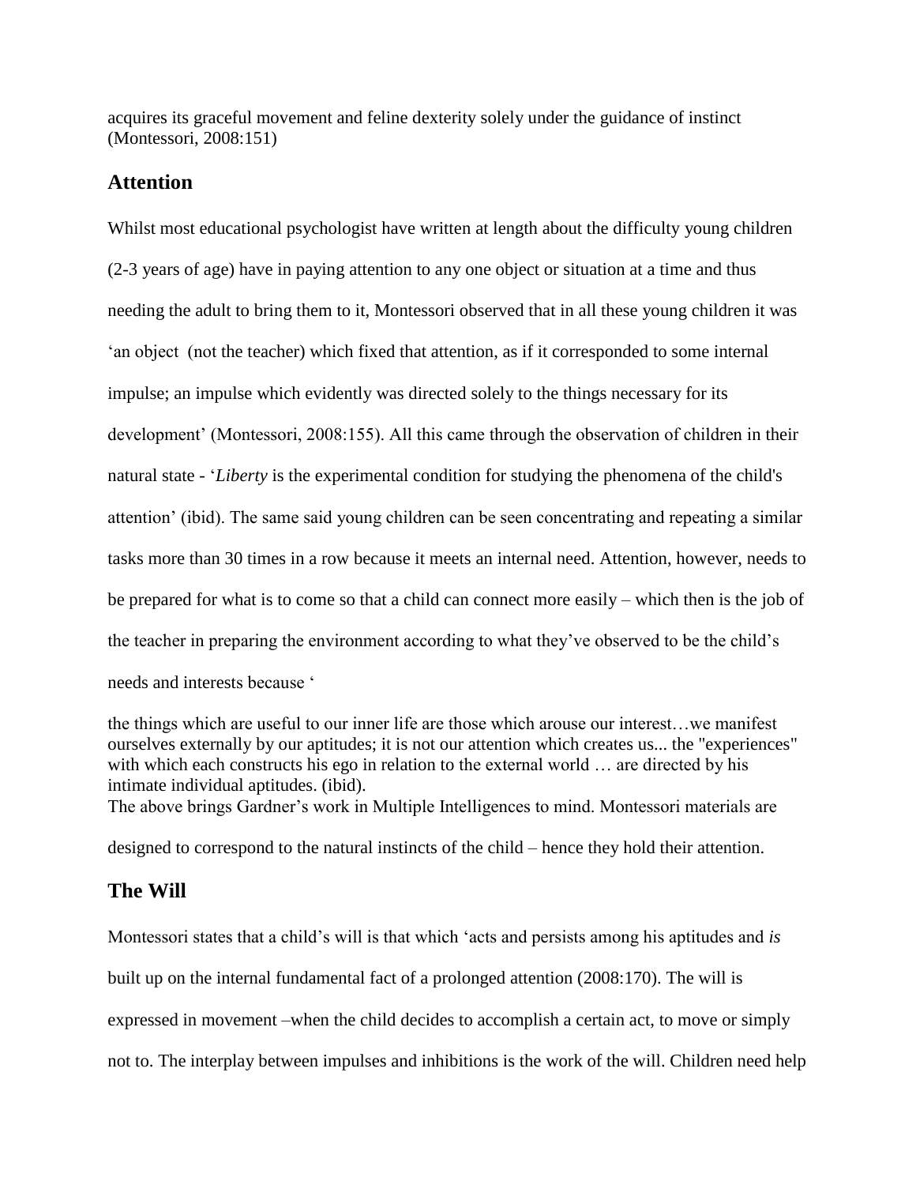acquires its graceful movement and feline dexterity solely under the guidance of instinct (Montessori, 2008:151)

## Attention

Whilst most educational psychologist have written at length about the difficulty young children (2-3 years of age) have in paying attention to any one object or situation at a time and thus needing the adult to bring them to it, Montessori observed that in all these young children it was 'an object (not the teacher) which fixed that attention, as if it corresponded to some internal impulse; an impulse which evidently was directed solely to the things necessary for its development' (Montessori, 2008:155). All this came through the observation of children in their natural state - '*Liberty* is the experimental condition for studying the phenomena of the child's attention' (ibid). The same said young children can be seen concentrating and repeating a similar tasks more than 30 times in a row because it meets an internal need. Attention, however, needs to be prepared for what is to come so that a child can connect more easily – which then is the job of the teacher in preparing the environment according to what they've observed to be the child's needs and interests because '

> the things which are useful to our inner life are those which arouse our interest…we manifest ourselves externally by our aptitudes; it is not our attention which creates us... the "experiences" with which each constructs his ego in relation to the external world … are directed by his intimate individual aptitudes. (ibid).

The above brings Gardner's work in Multiple Intelligences to mind. Montessori materials are designed to correspond to the natural instincts of the child – hence they hold their attention.

## The Will

Montessori states that a child's will is that which 'acts and persists among his aptitudes and *is* built up on the internal fundamental fact of a prolonged attention (2008:170). The will is expressed in movement –when the child decides to accomplish a certain act, to move or simply not to. The interplay between impulses and inhibitions is the work of the will. Children need help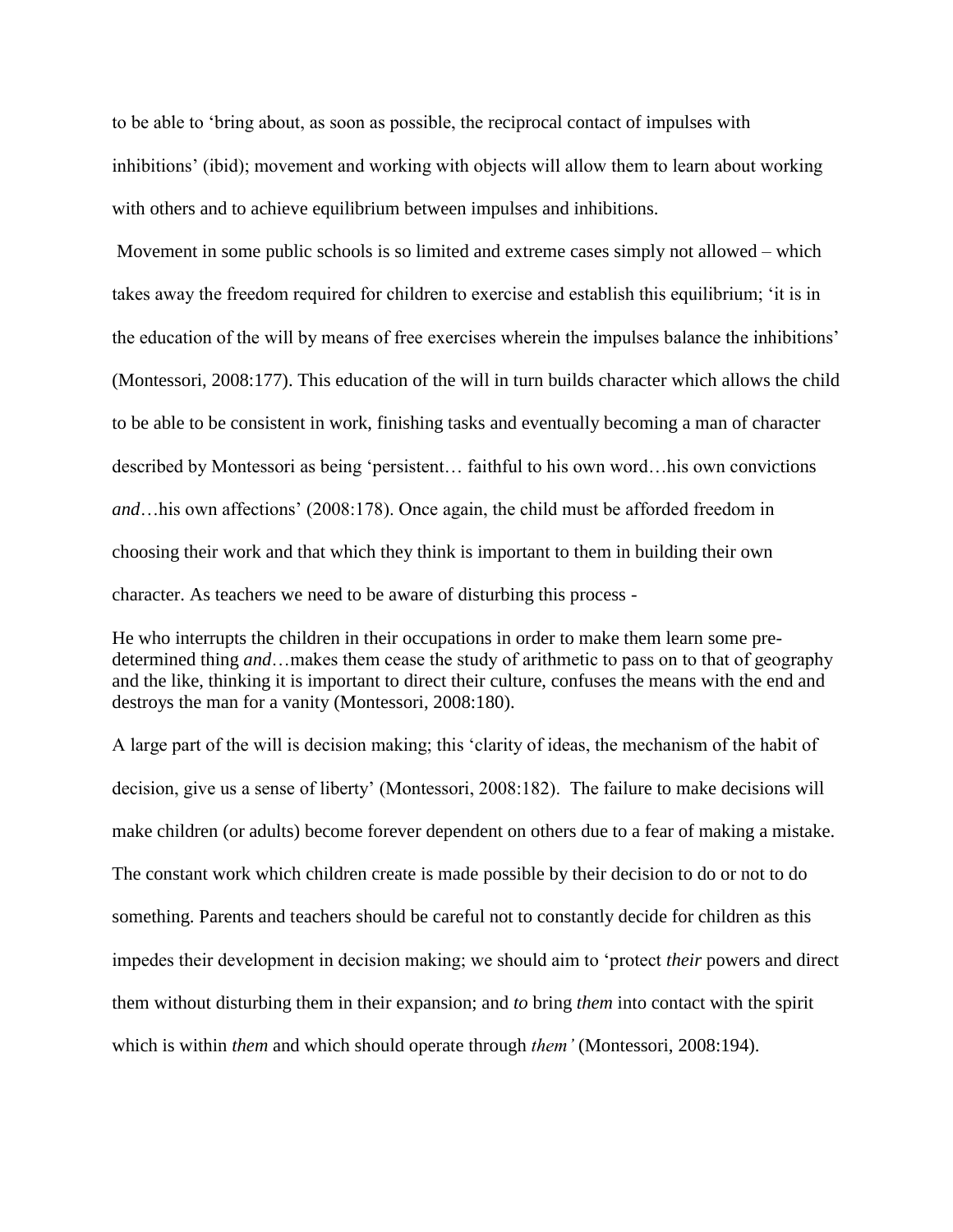to be able to 'bring about, as soon as possible, the reciprocal contact of impulses with inhibitions' (ibid); movement and working with objects will allow them to learn about working with others and to achieve equilibrium between impulses and inhibitions.

Movement in some public schools is so limited and extreme cases simply not allowed – which takes away the freedom required for children to exercise and establish this equilibrium; 'it is in the education of the will by means of free exercises wherein the impulses balance the inhibitions' (Montessori, 2008:177). This education of the will in turn builds character which allows the child to be able to be consistent in work, finishing tasks and eventually becoming a man of character described by Montessori as being 'persistent… faithful to his own word…his own convictions *and*…his own affections' (2008:178). Once again, the child must be afforded freedom in choosing their work and that which they think is important to them in building their own character. As teachers we need to be aware of disturbing this process -

> He who interrupts the children in their occupations in order to make them learn some pre-determined thing *and*…makes them cease the study of arithmetic to pass on to that of geography and the like, thinking it is important to direct their culture, confuses the means with the end and destroys the man for a vanity (Montessori, 2008:180).

A large part of the will is decision making; this 'clarity of ideas, the mechanism of the habit of decision, give us a sense of liberty' (Montessori, 2008:182). The failure to make decisions will make children (or adults) become forever dependent on others due to a fear of making a mistake. The constant work which children create is made possible by their decision to do or not to do something. Parents and teachers should be careful not to constantly decide for children as this impedes their development in decision making; we should aim to 'protect *their* powers and direct them without disturbing them in their expansion; and *to* bring *them* into contact with the spirit which is within *them* and which should operate through *them'* (Montessori, 2008:194).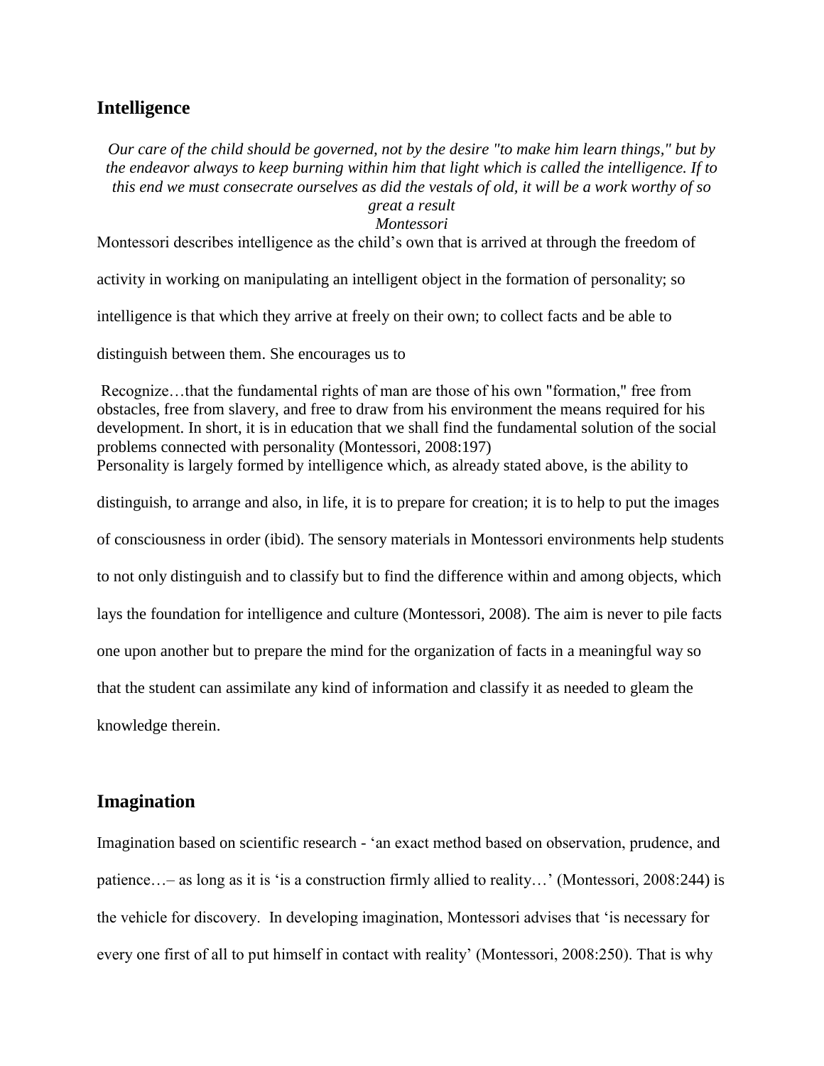## Intelligence

*Our care of the child should be governed, not by the desire "to make him learn things," but by the endeavor always to keep burning within him that light which is called the intelligence. If to this end we must consecrate ourselves as did the vestals of old, it will be a work worthy of so great a result*
*Montessori*

Montessori describes intelligence as the child's own that is arrived at through the freedom of activity in working on manipulating an intelligent object in the formation of personality; so intelligence is that which they arrive at freely on their own; to collect facts and be able to distinguish between them. She encourages us to

> Recognize…that the fundamental rights of man are those of his own "formation," free from obstacles, free from slavery, and free to draw from his environment the means required for his development. In short, it is in education that we shall find the fundamental solution of the social problems connected with personality (Montessori, 2008:197)

Personality is largely formed by intelligence which, as already stated above, is the ability to distinguish, to arrange and also, in life, it is to prepare for creation; it is to help to put the images of consciousness in order (ibid). The sensory materials in Montessori environments help students to not only distinguish and to classify but to find the difference within and among objects, which lays the foundation for intelligence and culture (Montessori, 2008). The aim is never to pile facts one upon another but to prepare the mind for the organization of facts in a meaningful way so that the student can assimilate any kind of information and classify it as needed to gleam the knowledge therein.

## Imagination

Imagination based on scientific research - 'an exact method based on observation, prudence, and patience…– as long as it is 'is a construction firmly allied to reality…' (Montessori, 2008:244) is the vehicle for discovery. In developing imagination, Montessori advises that 'is necessary for every one first of all to put himself in contact with reality' (Montessori, 2008:250). That is why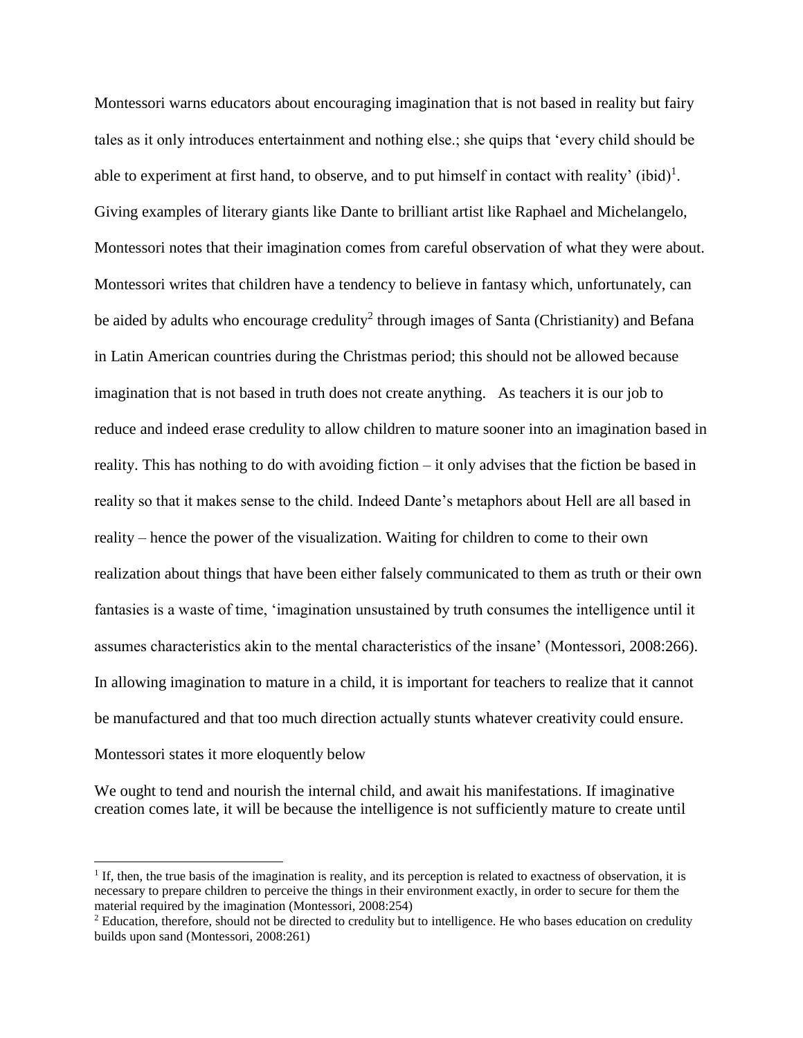Montessori warns educators about encouraging imagination that is not based in reality but fairy tales as it only introduces entertainment and nothing else.; she quips that 'every child should be able to experiment at first hand, to observe, and to put himself in contact with reality' (ibid)[1]. Giving examples of literary giants like Dante to brilliant artist like Raphael and Michelangelo, Montessori notes that their imagination comes from careful observation of what they were about. Montessori writes that children have a tendency to believe in fantasy which, unfortunately, can be aided by adults who encourage credulity[2] through images of Santa (Christianity) and Befana in Latin American countries during the Christmas period; this should not be allowed because imagination that is not based in truth does not create anything. As teachers it is our job to reduce and indeed erase credulity to allow children to mature sooner into an imagination based in reality. This has nothing to do with avoiding fiction – it only advises that the fiction be based in reality so that it makes sense to the child. Indeed Dante's metaphors about Hell are all based in reality – hence the power of the visualization. Waiting for children to come to their own realization about things that have been either falsely communicated to them as truth or their own fantasies is a waste of time, 'imagination unsustained by truth consumes the intelligence until it assumes characteristics akin to the mental characteristics of the insane' (Montessori, 2008:266). In allowing imagination to mature in a child, it is important for teachers to realize that it cannot be manufactured and that too much direction actually stunts whatever creativity could ensure. Montessori states it more eloquently below

We ought to tend and nourish the internal child, and await his manifestations. If imaginative creation comes late, it will be because the intelligence is not sufficiently mature to create until

[1] If, then, the true basis of the imagination is reality, and its perception is related to exactness of observation, it is necessary to prepare children to perceive the things in their environment exactly, in order to secure for them the material required by the imagination (Montessori, 2008:254)

[2] Education, therefore, should not be directed to credulity but to intelligence. He who bases education on credulity builds upon sand (Montessori, 2008:261)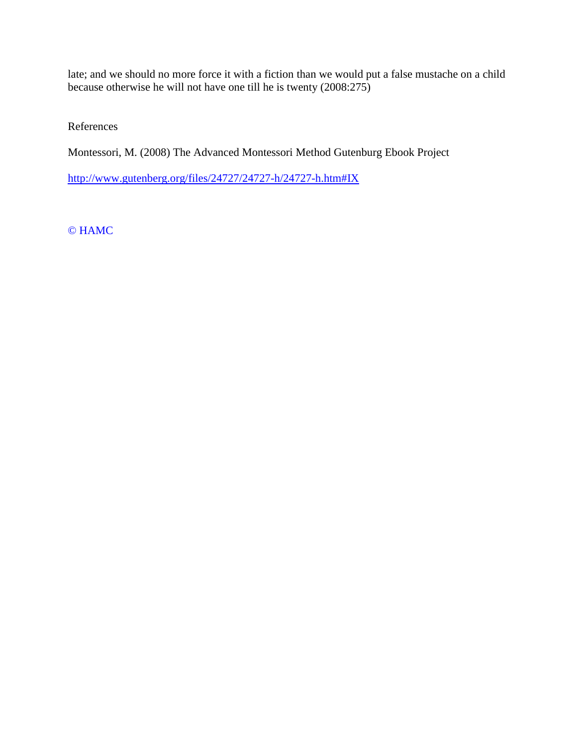late; and we should no more force it with a fiction than we would put a false mustache on a child because otherwise he will not have one till he is twenty (2008:275)

References

Montessori, M. (2008) The Advanced Montessori Method Gutenburg Ebook Project

http://www.gutenberg.org/files/24727/24727-h/24727-h.htm#IX

© HAMC